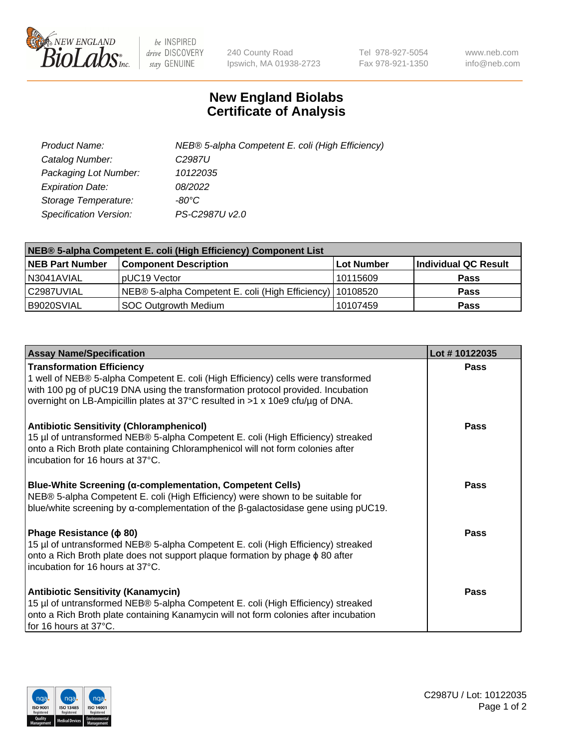# New England Biolabs Certificate of Analysis

240 County Road
Ipswich, MA 01938-2723

Tel 978-927-5054
Fax 978-921-1350

www.neb.com
info@neb.com

| | |
|---|---|
| *Product Name:* | *NEB® 5-alpha Competent E. coli (High Efficiency)* |
| *Catalog Number:* | *C2987U* |
| *Packaging Lot Number:* | *10122035* |
| *Expiration Date:* | *08/2022* |
| *Storage Temperature:* | *-80°C* |
| *Specification Version:* | *PS-C2987U v2.0* |

| NEB® 5-alpha Competent E. coli (High Efficiency) Component List | | | |
|---|---|---|---|
| **NEB Part Number** | **Component Description** | **Lot Number** | **Individual QC Result** |
| N3041AVIAL | pUC19 Vector | 10115609 | **Pass** |
| C2987UVIAL | NEB® 5-alpha Competent E. coli (High Efficiency) | 10108520 | **Pass** |
| B9020SVIAL | SOC Outgrowth Medium | 10107459 | **Pass** |

| Assay Name/Specification | Lot # 10122035 |
|---|---|
| **Transformation Efficiency**<br>1 well of NEB® 5-alpha Competent E. coli (High Efficiency) cells were transformed with 100 pg of pUC19 DNA using the transformation protocol provided. Incubation overnight on LB-Ampicillin plates at 37°C resulted in >1 x 10e9 cfu/µg of DNA. | **Pass** |
| **Antibiotic Sensitivity (Chloramphenicol)**<br>15 µl of untransformed NEB® 5-alpha Competent E. coli (High Efficiency) streaked onto a Rich Broth plate containing Chloramphenicol will not form colonies after incubation for 16 hours at 37°C. | **Pass** |
| **Blue-White Screening (α-complementation, Competent Cells)**<br>NEB® 5-alpha Competent E. coli (High Efficiency) were shown to be suitable for blue/white screening by α-complementation of the β-galactosidase gene using pUC19. | **Pass** |
| **Phage Resistance (ϕ 80)**<br>15 µl of untransformed NEB® 5-alpha Competent E. coli (High Efficiency) streaked onto a Rich Broth plate does not support plaque formation by phage ϕ 80 after incubation for 16 hours at 37°C. | **Pass** |
| **Antibiotic Sensitivity (Kanamycin)**<br>15 µl of untransformed NEB® 5-alpha Competent E. coli (High Efficiency) streaked onto a Rich Broth plate containing Kanamycin will not form colonies after incubation for 16 hours at 37°C. | **Pass** |

C2987U / Lot: 10122035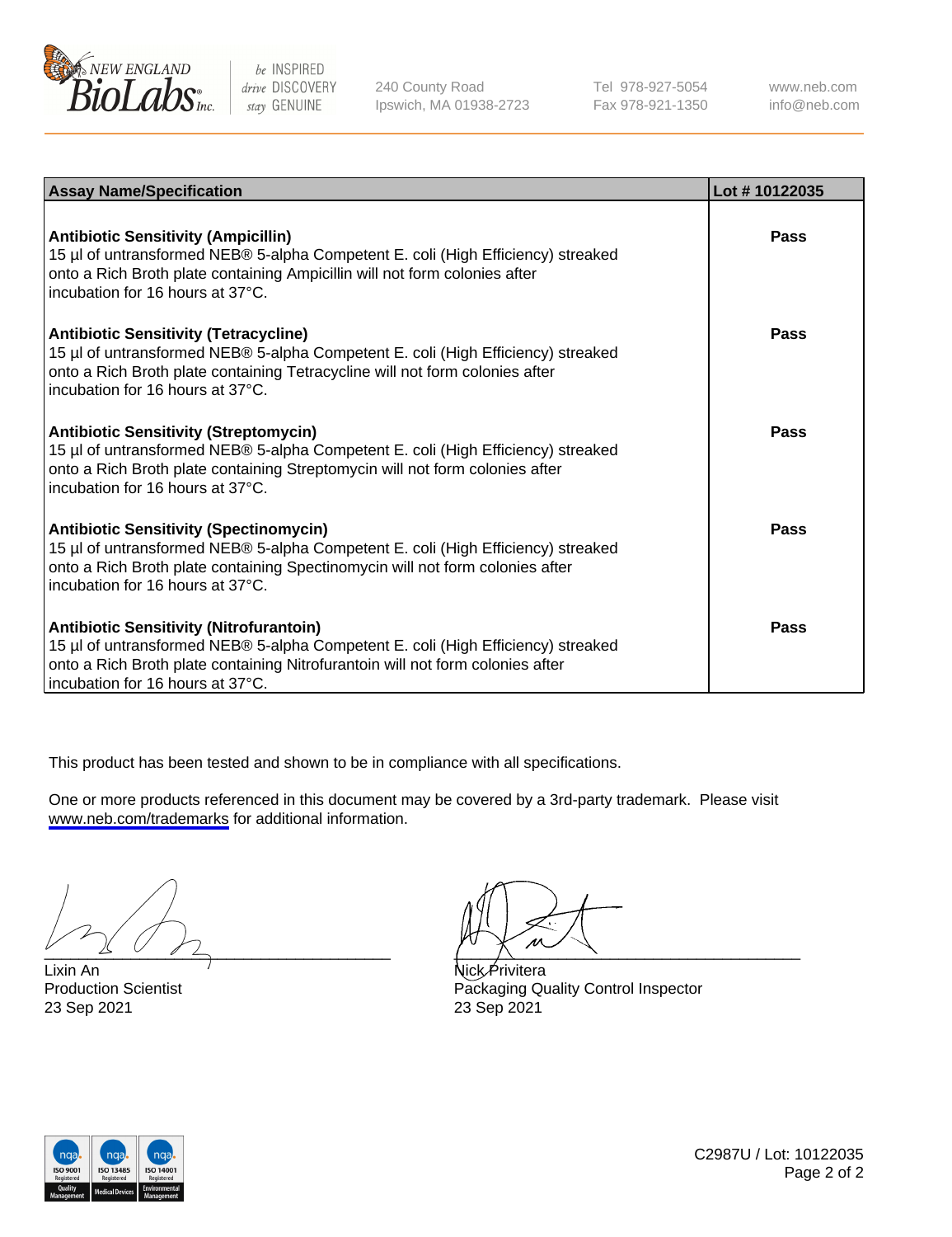| Assay Name/Specification | Lot # 10122035 |
| --- | --- |
| **Antibiotic Sensitivity (Ampicillin)**<br>15 µl of untransformed NEB® 5-alpha Competent E. coli (High Efficiency) streaked onto a Rich Broth plate containing Ampicillin will not form colonies after incubation for 16 hours at 37°C. | **Pass** |
| **Antibiotic Sensitivity (Tetracycline)**<br>15 µl of untransformed NEB® 5-alpha Competent E. coli (High Efficiency) streaked onto a Rich Broth plate containing Tetracycline will not form colonies after incubation for 16 hours at 37°C. | **Pass** |
| **Antibiotic Sensitivity (Streptomycin)**<br>15 µl of untransformed NEB® 5-alpha Competent E. coli (High Efficiency) streaked onto a Rich Broth plate containing Streptomycin will not form colonies after incubation for 16 hours at 37°C. | **Pass** |
| **Antibiotic Sensitivity (Spectinomycin)**<br>15 µl of untransformed NEB® 5-alpha Competent E. coli (High Efficiency) streaked onto a Rich Broth plate containing Spectinomycin will not form colonies after incubation for 16 hours at 37°C. | **Pass** |
| **Antibiotic Sensitivity (Nitrofurantoin)**<br>15 µl of untransformed NEB® 5-alpha Competent E. coli (High Efficiency) streaked onto a Rich Broth plate containing Nitrofurantoin will not form colonies after incubation for 16 hours at 37°C. | **Pass** |

This product has been tested and shown to be in compliance with all specifications.

One or more products referenced in this document may be covered by a 3rd-party trademark. Please visit www.neb.com/trademarks for additional information.

Lixin An
Production Scientist
23 Sep 2021

Nick Privitera
Packaging Quality Control Inspector
23 Sep 2021

C2987U / Lot: 10122035